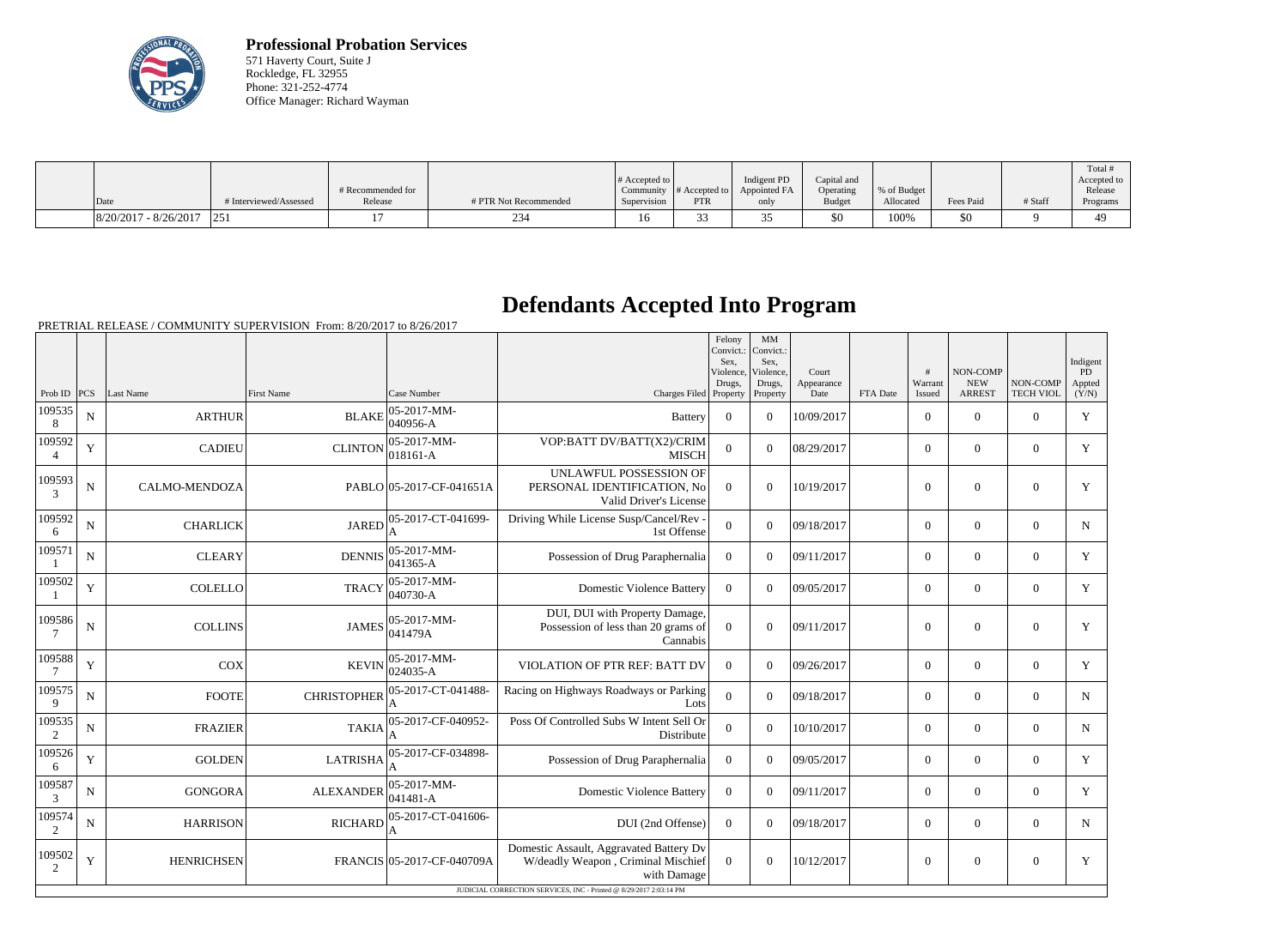**Professional Probation Services**
571 Haverty Court, Suite J
Rockledge, FL 32955
Phone: 321-252-4774
Office Manager: Richard Wayman

| Date | # Interviewed/Assessed | # Recommended for Release | # PTR Not Recommended | # Accepted to Community Supervision | # Accepted to PTR | Indigent PD Appointed FA only | Capital and Operating Budget | % of Budget Allocated | Fees Paid | # Staff | Total # Accepted to Release Programs |
|---|---|---|---|---|---|---|---|---|---|---|---|
| 8/20/2017 - 8/26/2017 | 251 | 17 | 234 | 16 | 33 | 35 | $0 | 100% | $0 | 9 | 49 |

# Defendants Accepted Into Program

PRETRIAL RELEASE / COMMUNITY SUPERVISION From: 8/20/2017 to 8/26/2017

| Prob ID | PCS | Last Name | First Name | Case Number | Charges Filed | Felony Convict.: Sex, Violence, Drugs, Property | MM Convict.: Sex, Violence, Drugs, Property | Court Appearance Date | FTA Date | # Warrant Issued | NON-COMP NEW ARREST | NON-COMP TECH VIOL | Indigent PD Appted (Y/N) |
|---|---|---|---|---|---|---|---|---|---|---|---|---|---|
| 1095358 | N | ARTHUR | BLAKE | 05-2017-MM-040956-A | Battery | 0 | 0 | 10/09/2017 | | 0 | 0 | 0 | Y |
| 1095924 | Y | CADIEU | CLINTON | 05-2017-MM-018161-A | VOP:BATT DV/BATT(X2)/CRIM MISCH | 0 | 0 | 08/29/2017 | | 0 | 0 | 0 | Y |
| 1095933 | N | CALMO-MENDOZA | PABLO | 05-2017-CF-041651A | UNLAWFUL POSSESSION OF PERSONAL IDENTIFICATION, No Valid Driver's License | 0 | 0 | 10/19/2017 | | 0 | 0 | 0 | Y |
| 1095926 | N | CHARLICK | JARED | 05-2017-CT-041699-A | Driving While License Susp/Cancel/Rev - 1st Offense | 0 | 0 | 09/18/2017 | | 0 | 0 | 0 | N |
| 1095711 | N | CLEARY | DENNIS | 05-2017-MM-041365-A | Possession of Drug Paraphernalia | 0 | 0 | 09/11/2017 | | 0 | 0 | 0 | Y |
| 1095021 | Y | COLELLO | TRACY | 05-2017-MM-040730-A | Domestic Violence Battery | 0 | 0 | 09/05/2017 | | 0 | 0 | 0 | Y |
| 1095867 | N | COLLINS | JAMES | 05-2017-MM-041479A | DUI, DUI with Property Damage, Possession of less than 20 grams of Cannabis | 0 | 0 | 09/11/2017 | | 0 | 0 | 0 | Y |
| 1095887 | Y | COX | KEVIN | 05-2017-MM-024035-A | VIOLATION OF PTR REF: BATT DV | 0 | 0 | 09/26/2017 | | 0 | 0 | 0 | Y |
| 1095759 | N | FOOTE | CHRISTOPHER | 05-2017-CT-041488-A | Racing on Highways Roadways or Parking Lots | 0 | 0 | 09/18/2017 | | 0 | 0 | 0 | N |
| 1095352 | N | FRAZIER | TAKIA | 05-2017-CF-040952-A | Poss Of Controlled Subs W Intent Sell Or Distribute | 0 | 0 | 10/10/2017 | | 0 | 0 | 0 | N |
| 1095266 | Y | GOLDEN | LATRISHA | 05-2017-CF-034898-A | Possession of Drug Paraphernalia | 0 | 0 | 09/05/2017 | | 0 | 0 | 0 | Y |
| 1095873 | N | GONGORA | ALEXANDER | 05-2017-MM-041481-A | Domestic Violence Battery | 0 | 0 | 09/11/2017 | | 0 | 0 | 0 | Y |
| 1095742 | N | HARRISON | RICHARD | 05-2017-CT-041606-A | DUI (2nd Offense) | 0 | 0 | 09/18/2017 | | 0 | 0 | 0 | N |
| 1095022 | Y | HENRICHSEN | FRANCIS | 05-2017-CF-040709A | Domestic Assault, Aggravated Battery Dv W/deadly Weapon , Criminal Mischief with Damage | 0 | 0 | 10/12/2017 | | 0 | 0 | 0 | Y |

JUDICIAL CORRECTION SERVICES, INC - Printed @ 8/29/2017 2:03:14 PM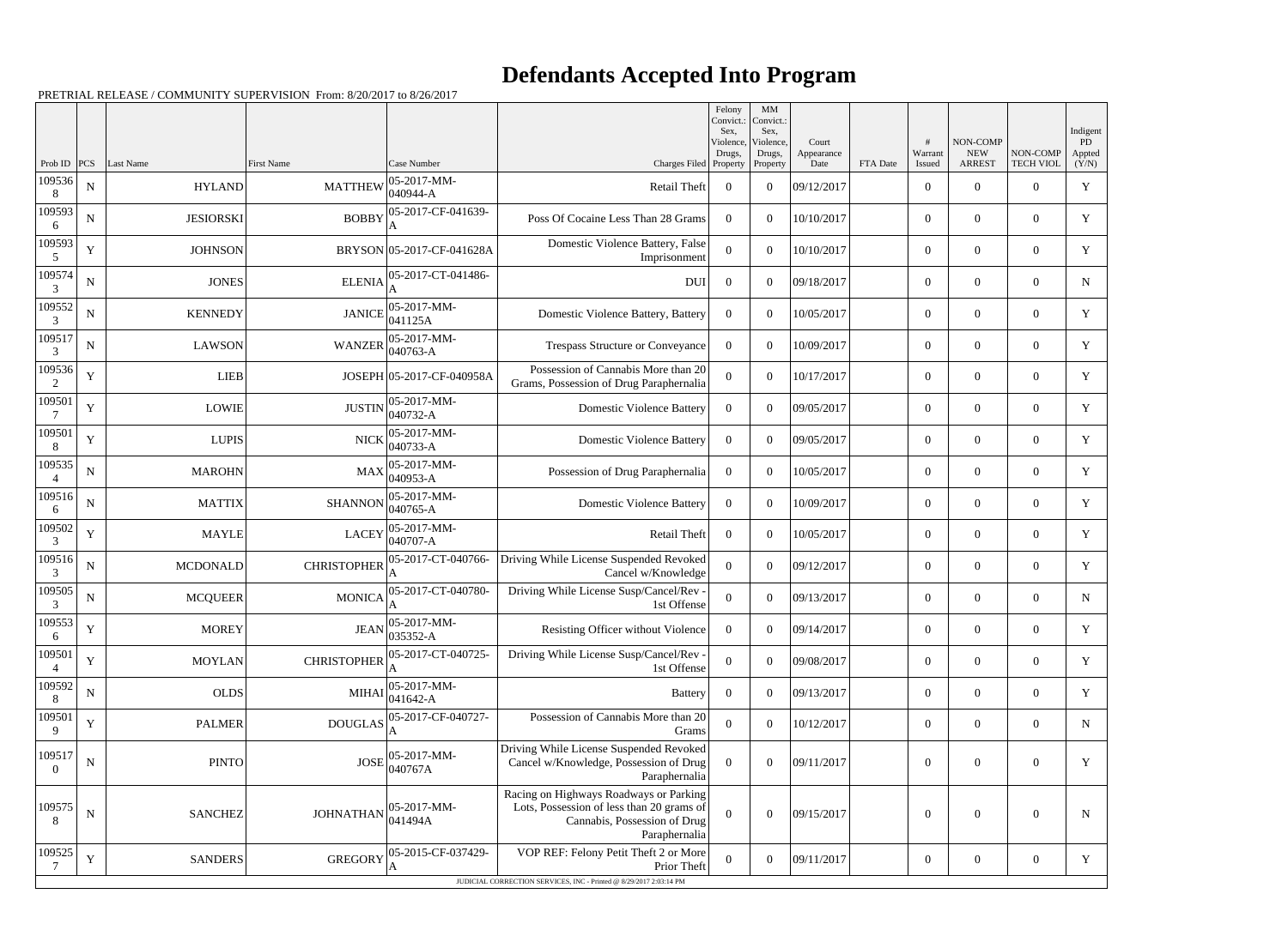# Defendants Accepted Into Program

PRETRIAL RELEASE / COMMUNITY SUPERVISION From: 8/20/2017 to 8/26/2017

| Prob ID | PCS | Last Name | First Name | Case Number | Charges Filed | Felony Convict.: Sex, Violence, Drugs, Property | MM Convict.: Sex, Violence, Drugs, Property | Court Appearance Date | FTA Date | # Warrant Issued | NON-COMP NEW ARREST | NON-COMP TECH VIOL | Indigent PD Appted (Y/N) |
|---|---|---|---|---|---|---|---|---|---|---|---|---|---|
| 1095368 | N | HYLAND | MATTHEW | 05-2017-MM-040944-A | Retail Theft | 0 | 0 | 09/12/2017 | | 0 | 0 | 0 | Y |
| 1095936 | N | JESIORSKI | BOBBY | 05-2017-CF-041639-A | Poss Of Cocaine Less Than 28 Grams | 0 | 0 | 10/10/2017 | | 0 | 0 | 0 | Y |
| 1095935 | Y | JOHNSON | BRYSON | 05-2017-CF-041628A | Domestic Violence Battery, False Imprisonment | 0 | 0 | 10/10/2017 | | 0 | 0 | 0 | Y |
| 1095743 | N | JONES | ELENIA | 05-2017-CT-041486-A | DUI | 0 | 0 | 09/18/2017 | | 0 | 0 | 0 | N |
| 1095523 | N | KENNEDY | JANICE | 05-2017-MM-041125A | Domestic Violence Battery, Battery | 0 | 0 | 10/05/2017 | | 0 | 0 | 0 | Y |
| 1095173 | N | LAWSON | WANZER | 05-2017-MM-040763-A | Trespass Structure or Conveyance | 0 | 0 | 10/09/2017 | | 0 | 0 | 0 | Y |
| 1095362 | Y | LIEB | JOSEPH | 05-2017-CF-040958A | Possession of Cannabis More than 20 Grams, Possession of Drug Paraphernalia | 0 | 0 | 10/17/2017 | | 0 | 0 | 0 | Y |
| 1095017 | Y | LOWIE | JUSTIN | 05-2017-MM-040732-A | Domestic Violence Battery | 0 | 0 | 09/05/2017 | | 0 | 0 | 0 | Y |
| 1095018 | Y | LUPIS | NICK | 05-2017-MM-040733-A | Domestic Violence Battery | 0 | 0 | 09/05/2017 | | 0 | 0 | 0 | Y |
| 1095354 | N | MAROHN | MAX | 05-2017-MM-040953-A | Possession of Drug Paraphernalia | 0 | 0 | 10/05/2017 | | 0 | 0 | 0 | Y |
| 1095166 | N | MATTIX | SHANNON | 05-2017-MM-040765-A | Domestic Violence Battery | 0 | 0 | 10/09/2017 | | 0 | 0 | 0 | Y |
| 1095023 | Y | MAYLE | LACEY | 05-2017-MM-040707-A | Retail Theft | 0 | 0 | 10/05/2017 | | 0 | 0 | 0 | Y |
| 1095163 | N | MCDONALD | CHRISTOPHER | 05-2017-CT-040766-A | Driving While License Suspended Revoked Cancel w/Knowledge | 0 | 0 | 09/12/2017 | | 0 | 0 | 0 | Y |
| 1095053 | N | MCQUEER | MONICA | 05-2017-CT-040780-A | Driving While License Susp/Cancel/Rev - 1st Offense | 0 | 0 | 09/13/2017 | | 0 | 0 | 0 | N |
| 1095536 | Y | MOREY | JEAN | 05-2017-MM-035352-A | Resisting Officer without Violence | 0 | 0 | 09/14/2017 | | 0 | 0 | 0 | Y |
| 1095014 | Y | MOYLAN | CHRISTOPHER | 05-2017-CT-040725-A | Driving While License Susp/Cancel/Rev - 1st Offense | 0 | 0 | 09/08/2017 | | 0 | 0 | 0 | Y |
| 1095928 | N | OLDS | MIHAI | 05-2017-MM-041642-A | Battery | 0 | 0 | 09/13/2017 | | 0 | 0 | 0 | Y |
| 1095019 | Y | PALMER | DOUGLAS | 05-2017-CF-040727-A | Possession of Cannabis More than 20 Grams | 0 | 0 | 10/12/2017 | | 0 | 0 | 0 | N |
| 1095170 | N | PINTO | JOSE | 05-2017-MM-040767A | Driving While License Suspended Revoked Cancel w/Knowledge, Possession of Drug Paraphernalia | 0 | 0 | 09/11/2017 | | 0 | 0 | 0 | Y |
| 1095758 | N | SANCHEZ | JOHNATHAN | 05-2017-MM-041494A | Racing on Highways Roadways or Parking Lots, Possession of less than 20 grams of Cannabis, Possession of Drug Paraphernalia | 0 | 0 | 09/15/2017 | | 0 | 0 | 0 | N |
| 1095257 | Y | SANDERS | GREGORY | 05-2015-CF-037429-A | VOP REF: Felony Petit Theft 2 or More Prior Theft | 0 | 0 | 09/11/2017 | | 0 | 0 | 0 | Y |

JUDICIAL CORRECTION SERVICES, INC - Printed @ 8/29/2017 2:03:14 PM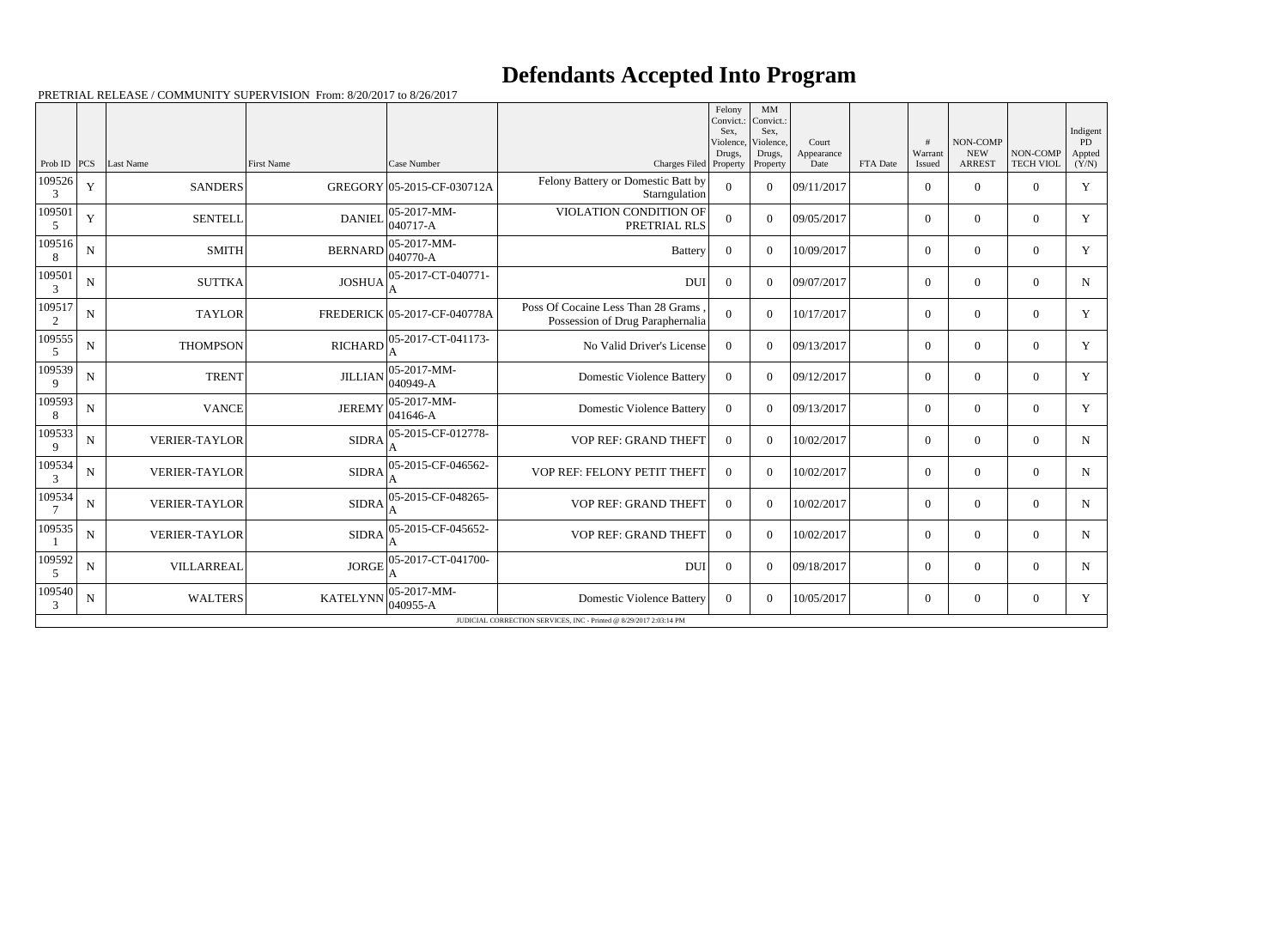# Defendants Accepted Into Program

PRETRIAL RELEASE / COMMUNITY SUPERVISION From: 8/20/2017 to 8/26/2017

| Prob ID | PCS | Last Name | First Name | Case Number | Charges Filed | Felony Convict.: Sex, Violence, Drugs, Property | MM Convict.: Sex, Violence, Drugs, Property | Court Appearance Date | FTA Date | # Warrant Issued | NON-COMP NEW ARREST | NON-COMP TECH VIOL | Indigent PD Appted (Y/N) |
|---|---|---|---|---|---|---|---|---|---|---|---|---|---|
| 1095263 | Y | SANDERS | GREGORY | 05-2015-CF-030712A | Felony Battery or Domestic Batt by Starngulation | 0 | 0 | 09/11/2017 | | 0 | 0 | 0 | Y |
| 1095015 | Y | SENTELL | DANIEL | 05-2017-MM-040717-A | VIOLATION CONDITION OF PRETRIAL RLS | 0 | 0 | 09/05/2017 | | 0 | 0 | 0 | Y |
| 1095168 | N | SMITH | BERNARD | 05-2017-MM-040770-A | Battery | 0 | 0 | 10/09/2017 | | 0 | 0 | 0 | Y |
| 1095013 | N | SUTTKA | JOSHUA | 05-2017-CT-040771-A | DUI | 0 | 0 | 09/07/2017 | | 0 | 0 | 0 | N |
| 1095172 | N | TAYLOR | FREDERICK | 05-2017-CF-040778A | Poss Of Cocaine Less Than 28 Grams , Possession of Drug Paraphernalia | 0 | 0 | 10/17/2017 | | 0 | 0 | 0 | Y |
| 1095555 | N | THOMPSON | RICHARD | 05-2017-CT-041173-A | No Valid Driver's License | 0 | 0 | 09/13/2017 | | 0 | 0 | 0 | Y |
| 1095399 | N | TRENT | JILLIAN | 05-2017-MM-040949-A | Domestic Violence Battery | 0 | 0 | 09/12/2017 | | 0 | 0 | 0 | Y |
| 1095938 | N | VANCE | JEREMY | 05-2017-MM-041646-A | Domestic Violence Battery | 0 | 0 | 09/13/2017 | | 0 | 0 | 0 | Y |
| 1095339 | N | VERIER-TAYLOR | SIDRA | 05-2015-CF-012778-A | VOP REF: GRAND THEFT | 0 | 0 | 10/02/2017 | | 0 | 0 | 0 | N |
| 1095343 | N | VERIER-TAYLOR | SIDRA | 05-2015-CF-046562-A | VOP REF: FELONY PETIT THEFT | 0 | 0 | 10/02/2017 | | 0 | 0 | 0 | N |
| 1095347 | N | VERIER-TAYLOR | SIDRA | 05-2015-CF-048265-A | VOP REF: GRAND THEFT | 0 | 0 | 10/02/2017 | | 0 | 0 | 0 | N |
| 1095351 | N | VERIER-TAYLOR | SIDRA | 05-2015-CF-045652-A | VOP REF: GRAND THEFT | 0 | 0 | 10/02/2017 | | 0 | 0 | 0 | N |
| 1095925 | N | VILLARREAL | JORGE | 05-2017-CT-041700-A | DUI | 0 | 0 | 09/18/2017 | | 0 | 0 | 0 | N |
| 1095403 | N | WALTERS | KATELYNN | 05-2017-MM-040955-A | Domestic Violence Battery | 0 | 0 | 10/05/2017 | | 0 | 0 | 0 | Y |

JUDICIAL CORRECTION SERVICES, INC - Printed @ 8/29/2017 2:03:14 PM